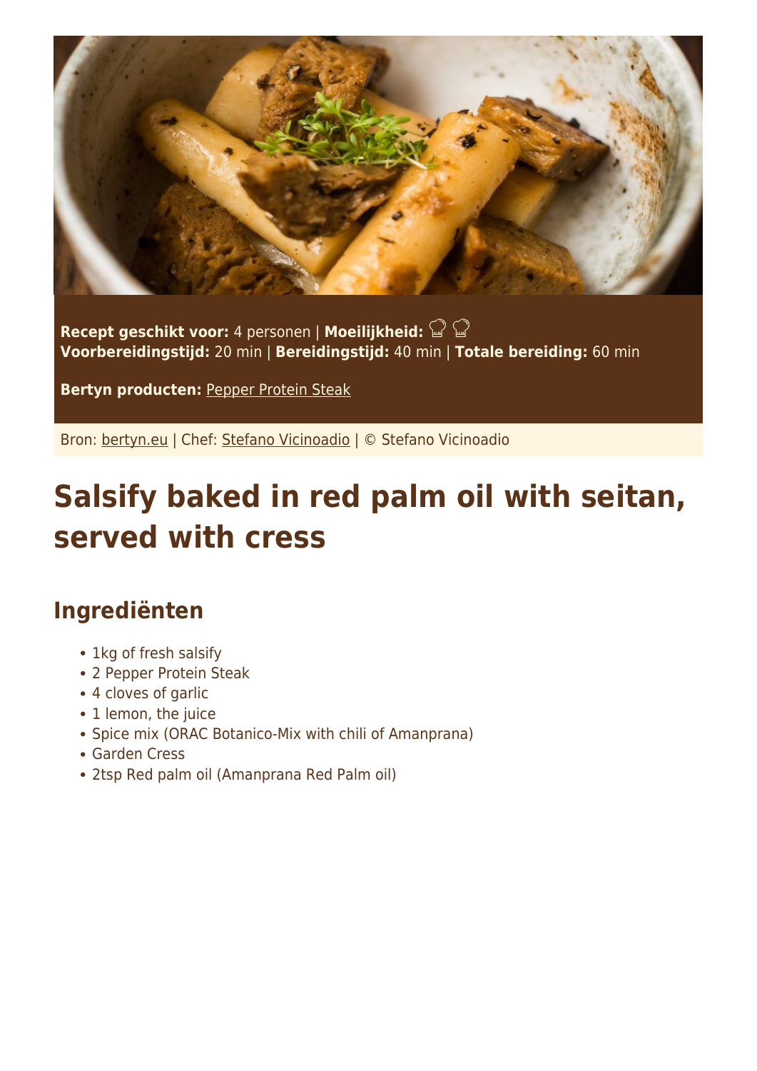**Recept geschikt voor:** 4 personen | **Moeilijkheid:** 
**Voorbereidingstijd:** 20 min | **Bereidingstijd:** 40 min | **Totale bereiding:** 60 min

**Bertyn producten:** Pepper Protein Steak

Bron: bertyn.eu | Chef: Stefano Vicinoadio | © Stefano Vicinoadio

# Salsify baked in red palm oil with seitan, served with cress

## Ingrediënten

- 1kg of fresh salsify
- 2 Pepper Protein Steak
- 4 cloves of garlic
- 1 lemon, the juice
- Spice mix (ORAC Botanico-Mix with chili of Amanprana)
- Garden Cress
- 2tsp Red palm oil (Amanprana Red Palm oil)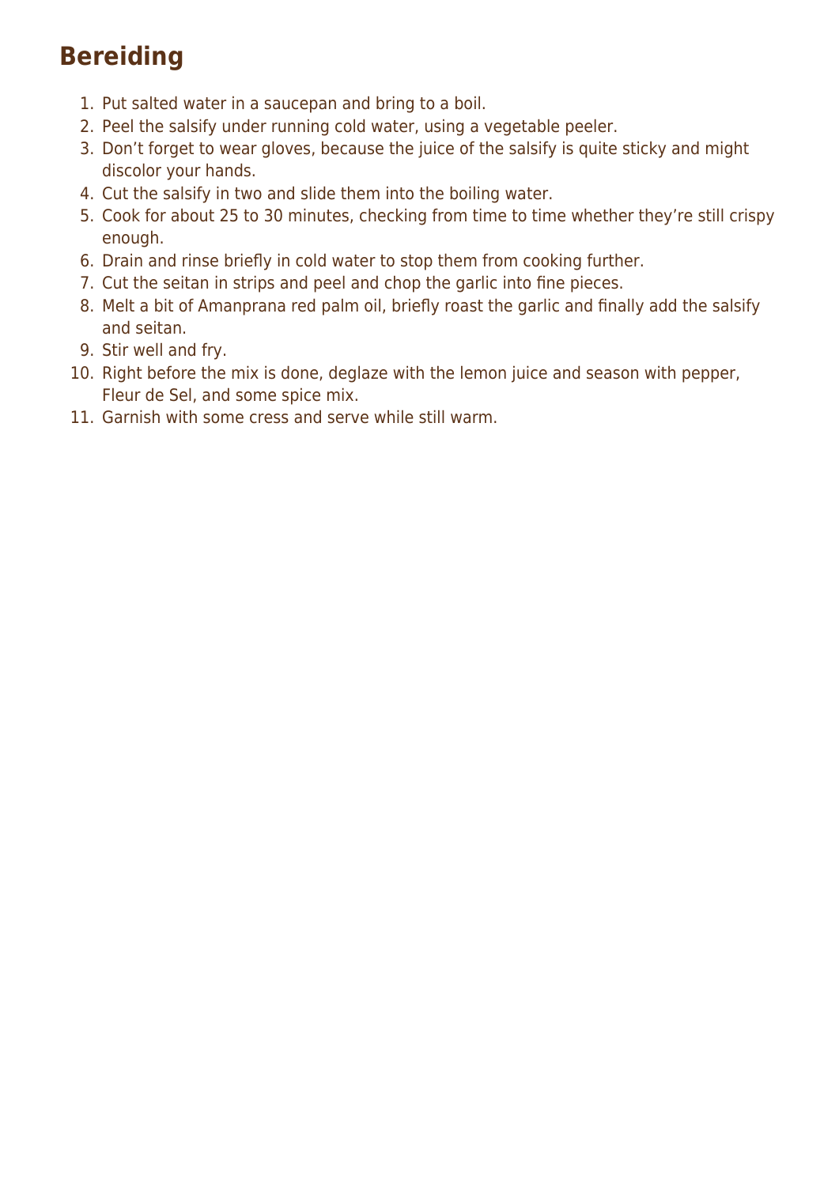## Bereiding

1. Put salted water in a saucepan and bring to a boil.
2. Peel the salsify under running cold water, using a vegetable peeler.
3. Don't forget to wear gloves, because the juice of the salsify is quite sticky and might discolor your hands.
4. Cut the salsify in two and slide them into the boiling water.
5. Cook for about 25 to 30 minutes, checking from time to time whether they're still crispy enough.
6. Drain and rinse briefly in cold water to stop them from cooking further.
7. Cut the seitan in strips and peel and chop the garlic into fine pieces.
8. Melt a bit of Amanprana red palm oil, briefly roast the garlic and finally add the salsify and seitan.
9. Stir well and fry.
10. Right before the mix is done, deglaze with the lemon juice and season with pepper, Fleur de Sel, and some spice mix.
11. Garnish with some cress and serve while still warm.